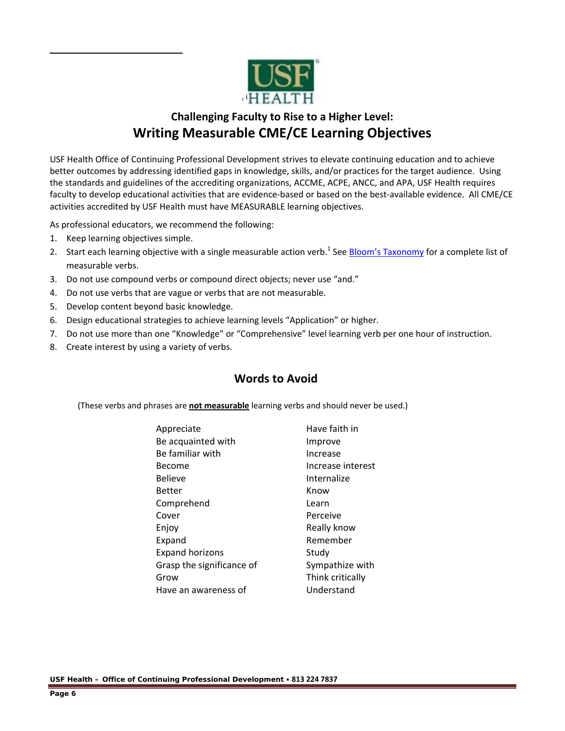## Challenging Faculty to Rise to a Higher Level:

# Writing Measurable CME/CE Learning Objectives

USF Health Office of Continuing Professional Development strives to elevate continuing education and to achieve better outcomes by addressing identified gaps in knowledge, skills, and/or practices for the target audience. Using the standards and guidelines of the accrediting organizations, ACCME, ACPE, ANCC, and APA, USF Health requires faculty to develop educational activities that are evidence-based or based on the best-available evidence. All CME/CE activities accredited by USF Health must have MEASURABLE learning objectives.

As professional educators, we recommend the following:

1. Keep learning objectives simple.
2. Start each learning objective with a single measurable action verb.[1] See Bloom's Taxonomy for a complete list of measurable verbs.
3. Do not use compound verbs or compound direct objects; never use "and."
4. Do not use verbs that are vague or verbs that are not measurable.
5. Develop content beyond basic knowledge.
6. Design educational strategies to achieve learning levels "Application" or higher.
7. Do not use more than one "Knowledge" or "Comprehensive" level learning verb per one hour of instruction.
8. Create interest by using a variety of verbs.

## Words to Avoid

(These verbs and phrases are **not measurable** learning verbs and should never be used.)

| | |
|---|---|
| Appreciate | Have faith in |
| Be acquainted with | Improve |
| Be familiar with | Increase |
| Become | Increase interest |
| Believe | Internalize |
| Better | Know |
| Comprehend | Learn |
| Cover | Perceive |
| Enjoy | Really know |
| Expand | Remember |
| Expand horizons | Study |
| Grasp the significance of | Sympathize with |
| Grow | Think critically |
| Have an awareness of | Understand |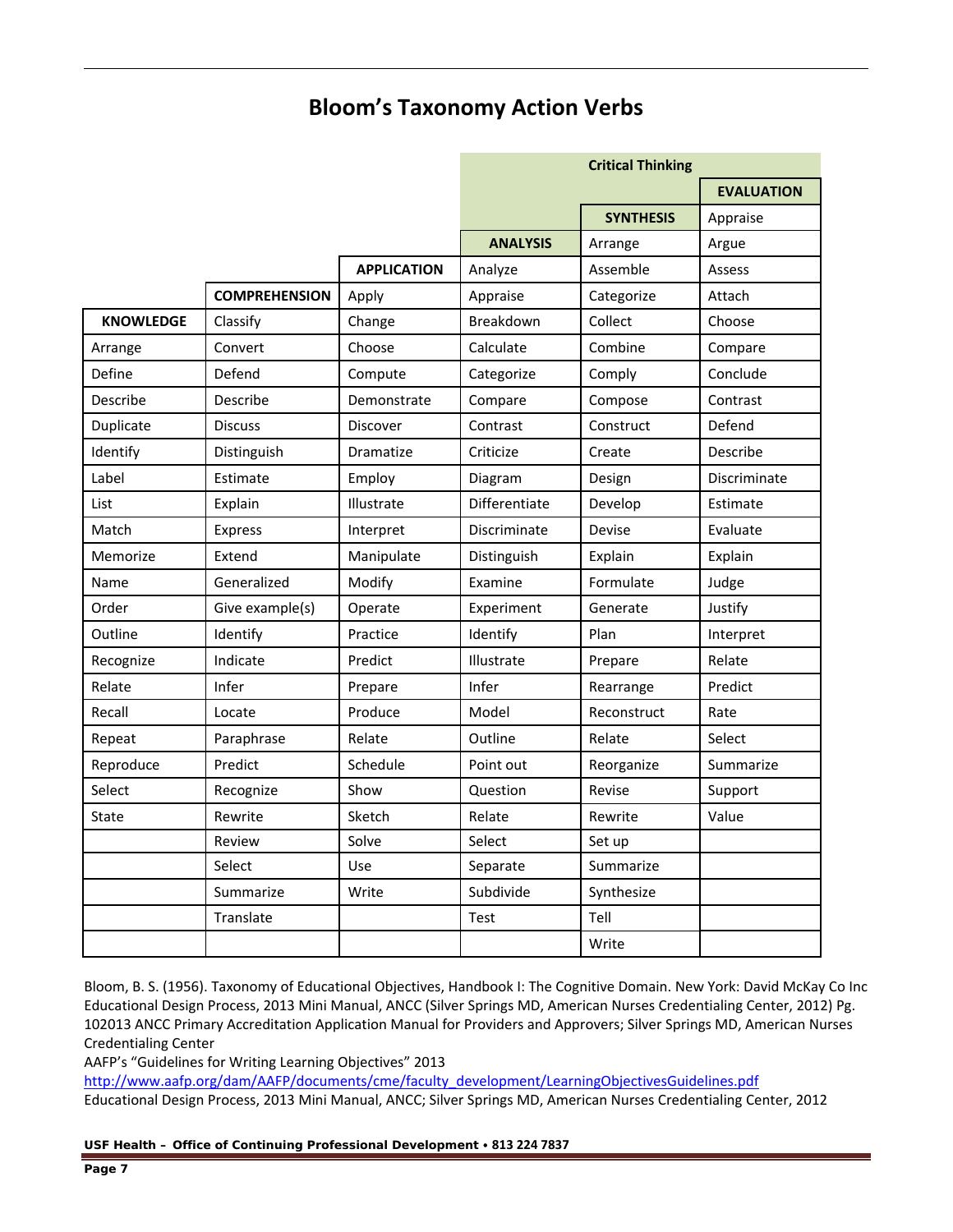# Bloom's Taxonomy Action Verbs

| | | | | Critical Thinking | |
|---|---|---|---|---|---|
| | | | | | EVALUATION |
| | | | | SYNTHESIS | Appraise |
| | | | ANALYSIS | Arrange | Argue |
| | | APPLICATION | Analyze | Assemble | Assess |
| | COMPREHENSION | Apply | Appraise | Categorize | Attach |
| KNOWLEDGE | Classify | Change | Breakdown | Collect | Choose |
| Arrange | Convert | Choose | Calculate | Combine | Compare |
| Define | Defend | Compute | Categorize | Comply | Conclude |
| Describe | Describe | Demonstrate | Compare | Compose | Contrast |
| Duplicate | Discuss | Discover | Contrast | Construct | Defend |
| Identify | Distinguish | Dramatize | Criticize | Create | Describe |
| Label | Estimate | Employ | Diagram | Design | Discriminate |
| List | Explain | Illustrate | Differentiate | Develop | Estimate |
| Match | Express | Interpret | Discriminate | Devise | Evaluate |
| Memorize | Extend | Manipulate | Distinguish | Explain | Explain |
| Name | Generalized | Modify | Examine | Formulate | Judge |
| Order | Give example(s) | Operate | Experiment | Generate | Justify |
| Outline | Identify | Practice | Identify | Plan | Interpret |
| Recognize | Indicate | Predict | Illustrate | Prepare | Relate |
| Relate | Infer | Prepare | Infer | Rearrange | Predict |
| Recall | Locate | Produce | Model | Reconstruct | Rate |
| Repeat | Paraphrase | Relate | Outline | Relate | Select |
| Reproduce | Predict | Schedule | Point out | Reorganize | Summarize |
| Select | Recognize | Show | Question | Revise | Support |
| State | Rewrite | Sketch | Relate | Rewrite | Value |
| | Review | Solve | Select | Set up | |
| | Select | Use | Separate | Summarize | |
| | Summarize | Write | Subdivide | Synthesize | |
| | Translate | | Test | Tell | |
| | | | | Write | |

Bloom, B. S. (1956). Taxonomy of Educational Objectives, Handbook I: The Cognitive Domain. New York: David McKay Co Inc
Educational Design Process, 2013 Mini Manual, ANCC (Silver Springs MD, American Nurses Credentialing Center, 2012) Pg. 102013 ANCC Primary Accreditation Application Manual for Providers and Approvers; Silver Springs MD, American Nurses Credentialing Center
AAFP's "Guidelines for Writing Learning Objectives" 2013
http://www.aafp.org/dam/AAFP/documents/cme/faculty_development/LearningObjectivesGuidelines.pdf
Educational Design Process, 2013 Mini Manual, ANCC; Silver Springs MD, American Nurses Credentialing Center, 2012